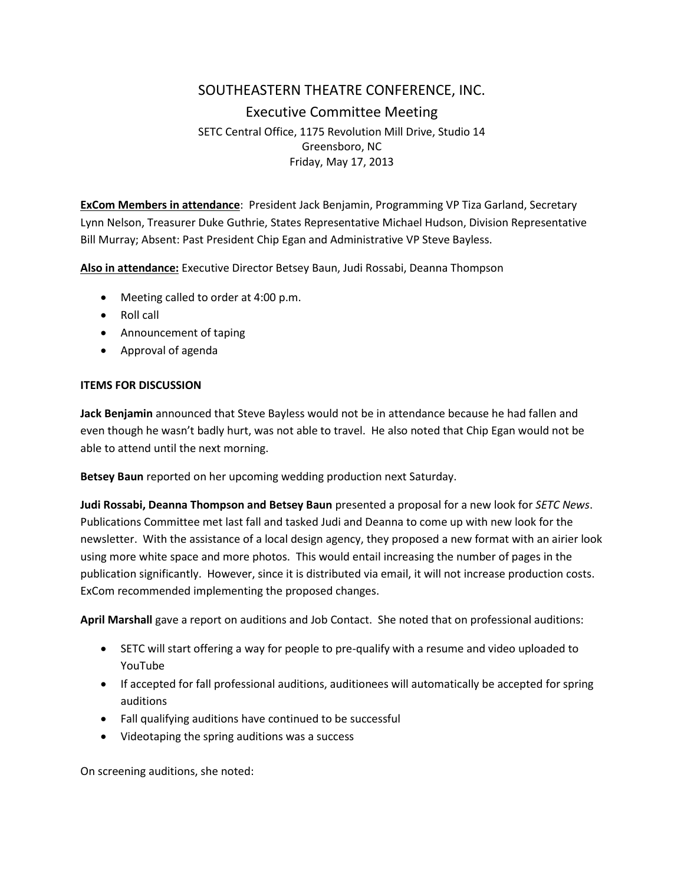# SOUTHEASTERN THEATRE CONFERENCE, INC.

## Executive Committee Meeting

SETC Central Office, 1175 Revolution Mill Drive, Studio 14
Greensboro, NC
Friday, May 17, 2013

**ExCom Members in attendance**: President Jack Benjamin, Programming VP Tiza Garland, Secretary Lynn Nelson, Treasurer Duke Guthrie, States Representative Michael Hudson, Division Representative Bill Murray; Absent: Past President Chip Egan and Administrative VP Steve Bayless.

**Also in attendance:** Executive Director Betsey Baun, Judi Rossabi, Deanna Thompson

- Meeting called to order at 4:00 p.m.
- Roll call
- Announcement of taping
- Approval of agenda

**ITEMS FOR DISCUSSION**

**Jack Benjamin** announced that Steve Bayless would not be in attendance because he had fallen and even though he wasn't badly hurt, was not able to travel. He also noted that Chip Egan would not be able to attend until the next morning.

**Betsey Baun** reported on her upcoming wedding production next Saturday.

**Judi Rossabi, Deanna Thompson and Betsey Baun** presented a proposal for a new look for *SETC News*. Publications Committee met last fall and tasked Judi and Deanna to come up with new look for the newsletter. With the assistance of a local design agency, they proposed a new format with an airier look using more white space and more photos. This would entail increasing the number of pages in the publication significantly. However, since it is distributed via email, it will not increase production costs. ExCom recommended implementing the proposed changes.

**April Marshall** gave a report on auditions and Job Contact. She noted that on professional auditions:

- SETC will start offering a way for people to pre-qualify with a resume and video uploaded to YouTube
- If accepted for fall professional auditions, auditionees will automatically be accepted for spring auditions
- Fall qualifying auditions have continued to be successful
- Videotaping the spring auditions was a success

On screening auditions, she noted: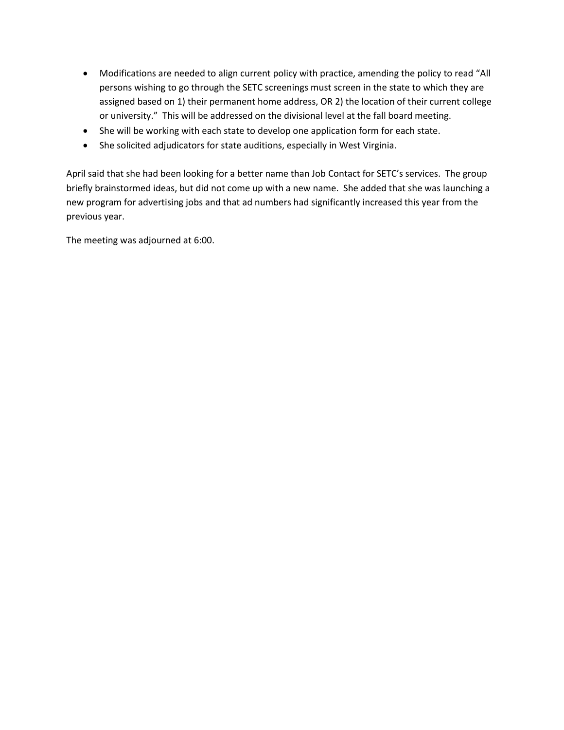- Modifications are needed to align current policy with practice, amending the policy to read "All persons wishing to go through the SETC screenings must screen in the state to which they are assigned based on 1) their permanent home address, OR 2) the location of their current college or university." This will be addressed on the divisional level at the fall board meeting.
- She will be working with each state to develop one application form for each state.
- She solicited adjudicators for state auditions, especially in West Virginia.

April said that she had been looking for a better name than Job Contact for SETC's services. The group briefly brainstormed ideas, but did not come up with a new name. She added that she was launching a new program for advertising jobs and that ad numbers had significantly increased this year from the previous year.

The meeting was adjourned at 6:00.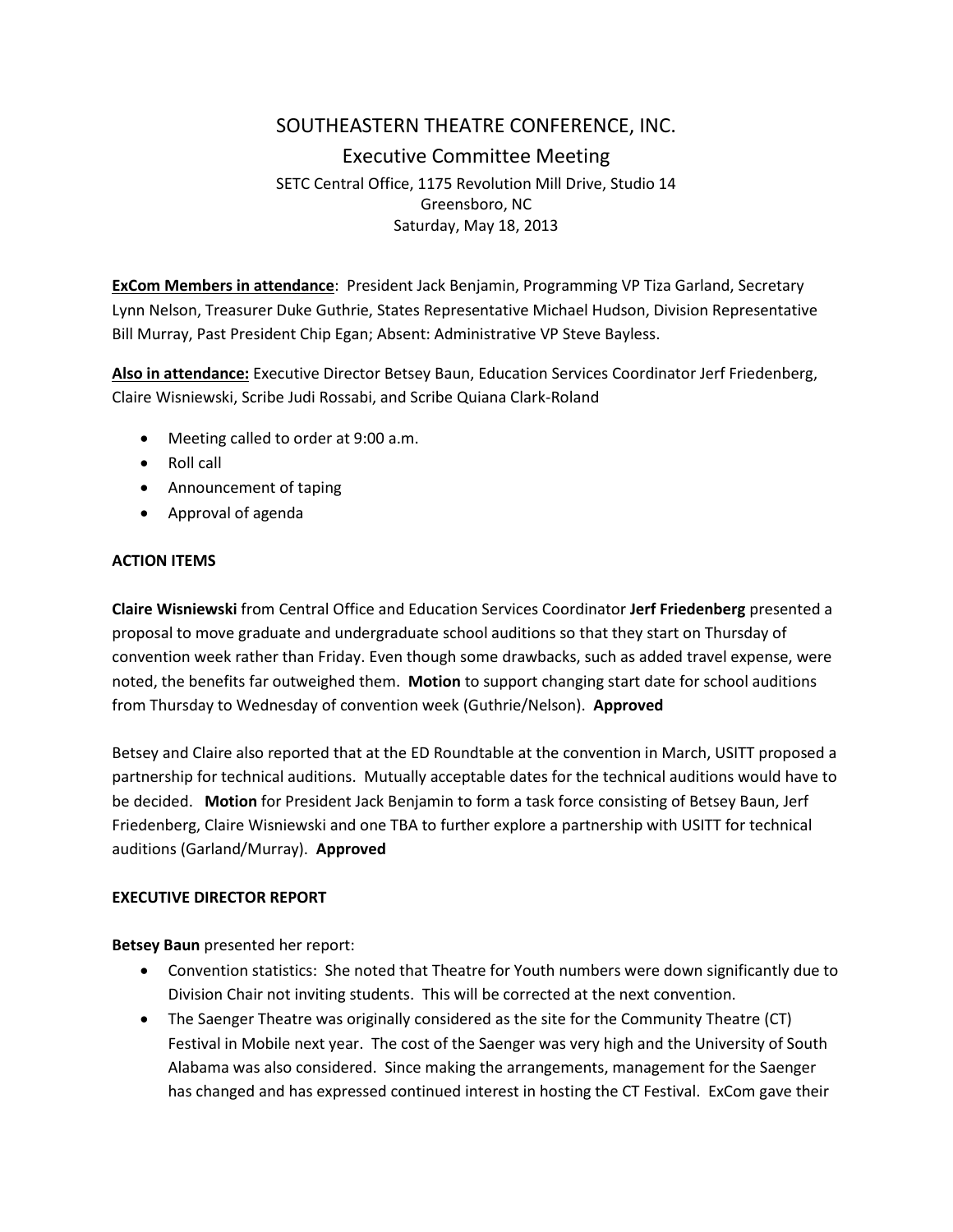# SOUTHEASTERN THEATRE CONFERENCE, INC.

## Executive Committee Meeting

SETC Central Office, 1175 Revolution Mill Drive, Studio 14
Greensboro, NC
Saturday, May 18, 2013

**ExCom Members in attendance**: President Jack Benjamin, Programming VP Tiza Garland, Secretary Lynn Nelson, Treasurer Duke Guthrie, States Representative Michael Hudson, Division Representative Bill Murray, Past President Chip Egan; Absent: Administrative VP Steve Bayless.

**Also in attendance:** Executive Director Betsey Baun, Education Services Coordinator Jerf Friedenberg, Claire Wisniewski, Scribe Judi Rossabi, and Scribe Quiana Clark-Roland

- Meeting called to order at 9:00 a.m.
- Roll call
- Announcement of taping
- Approval of agenda

**ACTION ITEMS**

**Claire Wisniewski** from Central Office and Education Services Coordinator **Jerf Friedenberg** presented a proposal to move graduate and undergraduate school auditions so that they start on Thursday of convention week rather than Friday. Even though some drawbacks, such as added travel expense, were noted, the benefits far outweighed them. **Motion** to support changing start date for school auditions from Thursday to Wednesday of convention week (Guthrie/Nelson). **Approved**

Betsey and Claire also reported that at the ED Roundtable at the convention in March, USITT proposed a partnership for technical auditions. Mutually acceptable dates for the technical auditions would have to be decided. **Motion** for President Jack Benjamin to form a task force consisting of Betsey Baun, Jerf Friedenberg, Claire Wisniewski and one TBA to further explore a partnership with USITT for technical auditions (Garland/Murray). **Approved**

**EXECUTIVE DIRECTOR REPORT**

**Betsey Baun** presented her report:

- Convention statistics: She noted that Theatre for Youth numbers were down significantly due to Division Chair not inviting students. This will be corrected at the next convention.
- The Saenger Theatre was originally considered as the site for the Community Theatre (CT) Festival in Mobile next year. The cost of the Saenger was very high and the University of South Alabama was also considered. Since making the arrangements, management for the Saenger has changed and has expressed continued interest in hosting the CT Festival. ExCom gave their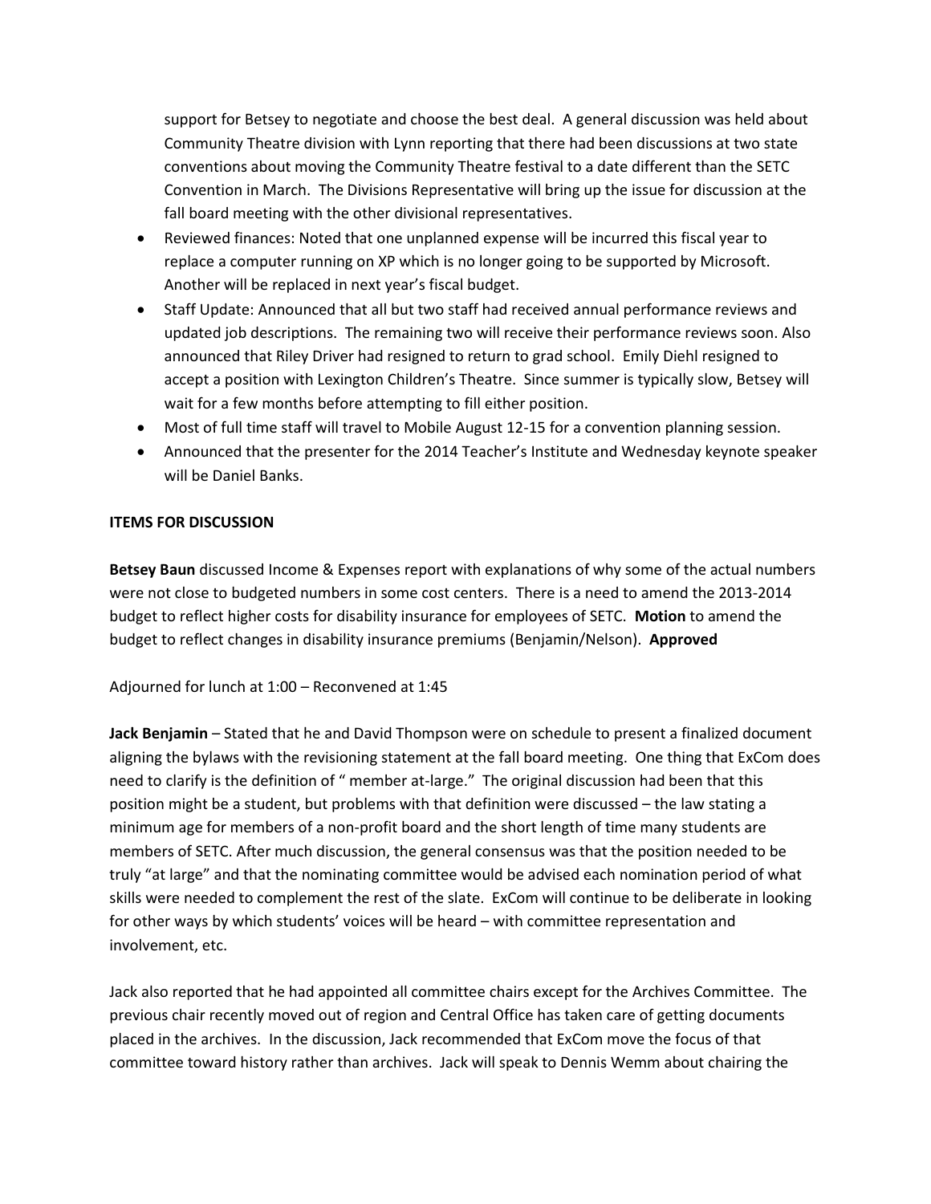support for Betsey to negotiate and choose the best deal. A general discussion was held about Community Theatre division with Lynn reporting that there had been discussions at two state conventions about moving the Community Theatre festival to a date different than the SETC Convention in March. The Divisions Representative will bring up the issue for discussion at the fall board meeting with the other divisional representatives.

- Reviewed finances: Noted that one unplanned expense will be incurred this fiscal year to replace a computer running on XP which is no longer going to be supported by Microsoft. Another will be replaced in next year's fiscal budget.
- Staff Update: Announced that all but two staff had received annual performance reviews and updated job descriptions. The remaining two will receive their performance reviews soon. Also announced that Riley Driver had resigned to return to grad school. Emily Diehl resigned to accept a position with Lexington Children's Theatre. Since summer is typically slow, Betsey will wait for a few months before attempting to fill either position.
- Most of full time staff will travel to Mobile August 12-15 for a convention planning session.
- Announced that the presenter for the 2014 Teacher's Institute and Wednesday keynote speaker will be Daniel Banks.

**ITEMS FOR DISCUSSION**

**Betsey Baun** discussed Income & Expenses report with explanations of why some of the actual numbers were not close to budgeted numbers in some cost centers. There is a need to amend the 2013-2014 budget to reflect higher costs for disability insurance for employees of SETC. **Motion** to amend the budget to reflect changes in disability insurance premiums (Benjamin/Nelson). **Approved**

Adjourned for lunch at 1:00 – Reconvened at 1:45

**Jack Benjamin** – Stated that he and David Thompson were on schedule to present a finalized document aligning the bylaws with the revisioning statement at the fall board meeting. One thing that ExCom does need to clarify is the definition of " member at-large." The original discussion had been that this position might be a student, but problems with that definition were discussed – the law stating a minimum age for members of a non-profit board and the short length of time many students are members of SETC. After much discussion, the general consensus was that the position needed to be truly "at large" and that the nominating committee would be advised each nomination period of what skills were needed to complement the rest of the slate. ExCom will continue to be deliberate in looking for other ways by which students' voices will be heard – with committee representation and involvement, etc.

Jack also reported that he had appointed all committee chairs except for the Archives Committee. The previous chair recently moved out of region and Central Office has taken care of getting documents placed in the archives. In the discussion, Jack recommended that ExCom move the focus of that committee toward history rather than archives. Jack will speak to Dennis Wemm about chairing the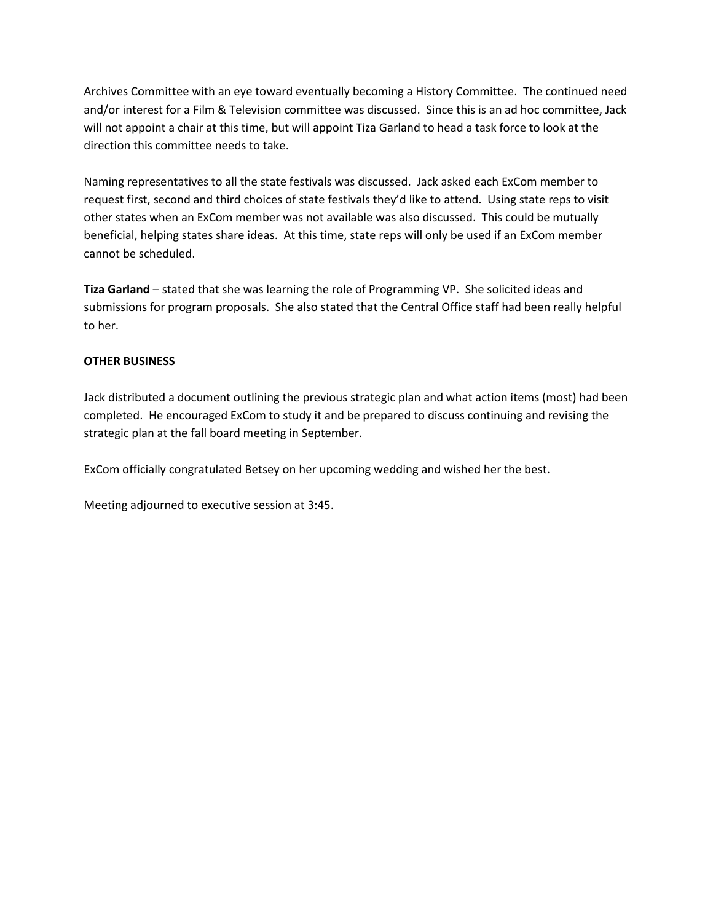Archives Committee with an eye toward eventually becoming a History Committee. The continued need and/or interest for a Film & Television committee was discussed. Since this is an ad hoc committee, Jack will not appoint a chair at this time, but will appoint Tiza Garland to head a task force to look at the direction this committee needs to take.

Naming representatives to all the state festivals was discussed. Jack asked each ExCom member to request first, second and third choices of state festivals they'd like to attend. Using state reps to visit other states when an ExCom member was not available was also discussed. This could be mutually beneficial, helping states share ideas. At this time, state reps will only be used if an ExCom member cannot be scheduled.

**Tiza Garland** – stated that she was learning the role of Programming VP. She solicited ideas and submissions for program proposals. She also stated that the Central Office staff had been really helpful to her.

**OTHER BUSINESS**

Jack distributed a document outlining the previous strategic plan and what action items (most) had been completed. He encouraged ExCom to study it and be prepared to discuss continuing and revising the strategic plan at the fall board meeting in September.

ExCom officially congratulated Betsey on her upcoming wedding and wished her the best.

Meeting adjourned to executive session at 3:45.